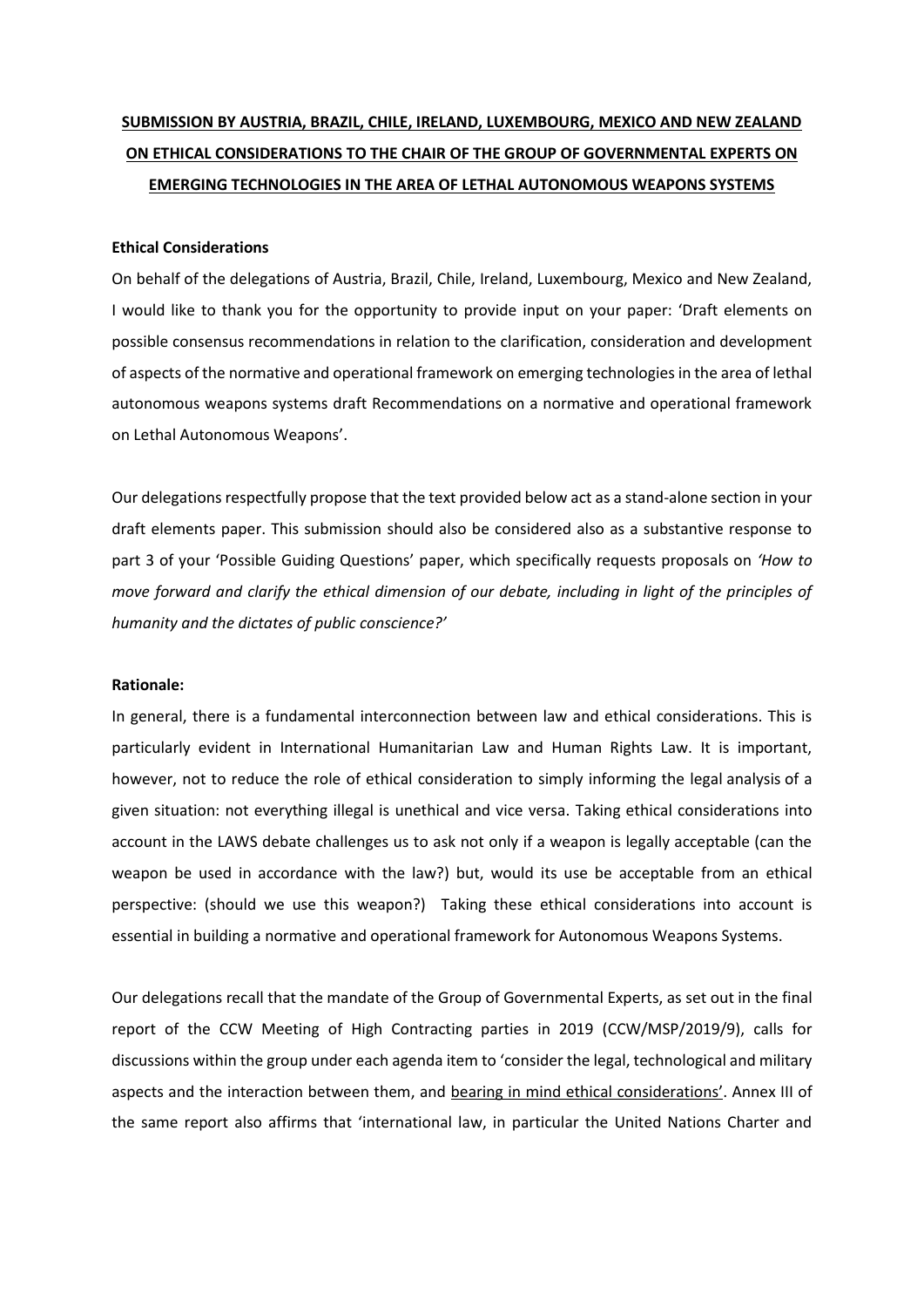**SUBMISSION BY AUSTRIA, BRAZIL, CHILE, IRELAND, LUXEMBOURG, MEXICO AND NEW ZEALAND ON ETHICAL CONSIDERATIONS TO THE CHAIR OF THE GROUP OF GOVERNMENTAL EXPERTS ON EMERGING TECHNOLOGIES IN THE AREA OF LETHAL AUTONOMOUS WEAPONS SYSTEMS**

**Ethical Considerations**

On behalf of the delegations of Austria, Brazil, Chile, Ireland, Luxembourg, Mexico and New Zealand, I would like to thank you for the opportunity to provide input on your paper: 'Draft elements on possible consensus recommendations in relation to the clarification, consideration and development of aspects of the normative and operational framework on emerging technologies in the area of lethal autonomous weapons systems draft Recommendations on a normative and operational framework on Lethal Autonomous Weapons'.

Our delegations respectfully propose that the text provided below act as a stand-alone section in your draft elements paper. This submission should also be considered also as a substantive response to part 3 of your 'Possible Guiding Questions' paper, which specifically requests proposals on *'How to move forward and clarify the ethical dimension of our debate, including in light of the principles of humanity and the dictates of public conscience?'*

**Rationale:**

In general, there is a fundamental interconnection between law and ethical considerations. This is particularly evident in International Humanitarian Law and Human Rights Law. It is important, however, not to reduce the role of ethical consideration to simply informing the legal analysis of a given situation: not everything illegal is unethical and vice versa. Taking ethical considerations into account in the LAWS debate challenges us to ask not only if a weapon is legally acceptable (can the weapon be used in accordance with the law?) but, would its use be acceptable from an ethical perspective: (should we use this weapon?) Taking these ethical considerations into account is essential in building a normative and operational framework for Autonomous Weapons Systems.

Our delegations recall that the mandate of the Group of Governmental Experts, as set out in the final report of the CCW Meeting of High Contracting parties in 2019 (CCW/MSP/2019/9), calls for discussions within the group under each agenda item to 'consider the legal, technological and military aspects and the interaction between them, and bearing in mind ethical considerations'. Annex III of the same report also affirms that 'international law, in particular the United Nations Charter and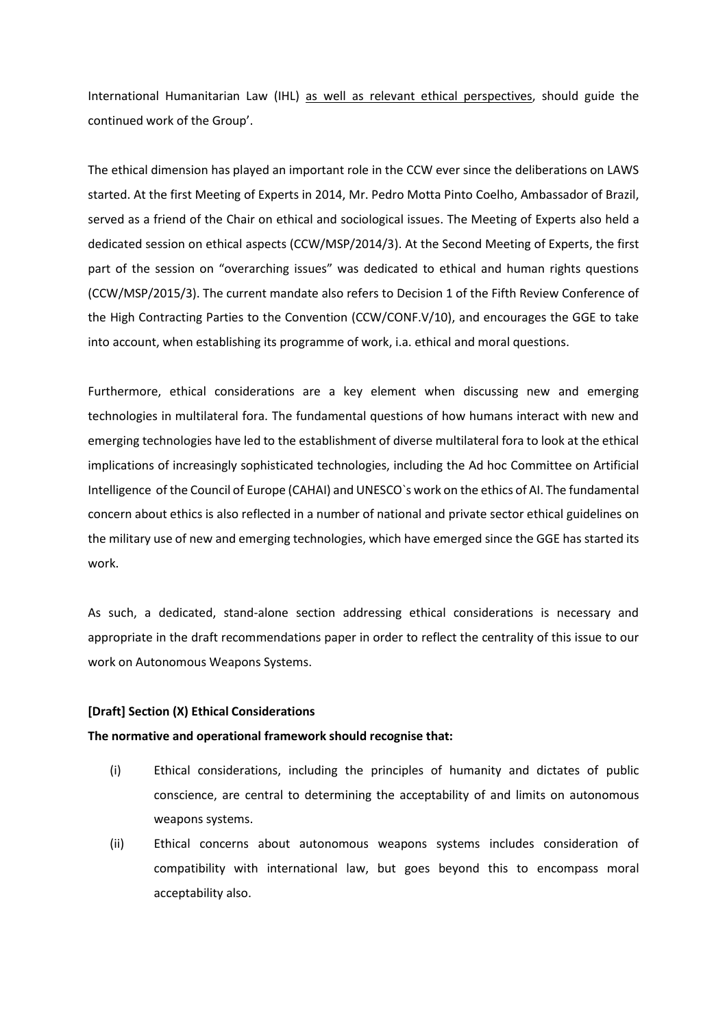International Humanitarian Law (IHL) <u>as well as relevant ethical perspectives</u>, should guide the continued work of the Group'.

The ethical dimension has played an important role in the CCW ever since the deliberations on LAWS started. At the first Meeting of Experts in 2014, Mr. Pedro Motta Pinto Coelho, Ambassador of Brazil, served as a friend of the Chair on ethical and sociological issues. The Meeting of Experts also held a dedicated session on ethical aspects (CCW/MSP/2014/3). At the Second Meeting of Experts, the first part of the session on "overarching issues" was dedicated to ethical and human rights questions (CCW/MSP/2015/3). The current mandate also refers to Decision 1 of the Fifth Review Conference of the High Contracting Parties to the Convention (CCW/CONF.V/10), and encourages the GGE to take into account, when establishing its programme of work, i.a. ethical and moral questions.

Furthermore, ethical considerations are a key element when discussing new and emerging technologies in multilateral fora. The fundamental questions of how humans interact with new and emerging technologies have led to the establishment of diverse multilateral fora to look at the ethical implications of increasingly sophisticated technologies, including the Ad hoc Committee on Artificial Intelligence of the Council of Europe (CAHAI) and UNESCO`s work on the ethics of AI. The fundamental concern about ethics is also reflected in a number of national and private sector ethical guidelines on the military use of new and emerging technologies, which have emerged since the GGE has started its work.

As such, a dedicated, stand-alone section addressing ethical considerations is necessary and appropriate in the draft recommendations paper in order to reflect the centrality of this issue to our work on Autonomous Weapons Systems.

**[Draft] Section (X) Ethical Considerations**

**The normative and operational framework should recognise that:**

(i) Ethical considerations, including the principles of humanity and dictates of public conscience, are central to determining the acceptability of and limits on autonomous weapons systems.

(ii) Ethical concerns about autonomous weapons systems includes consideration of compatibility with international law, but goes beyond this to encompass moral acceptability also.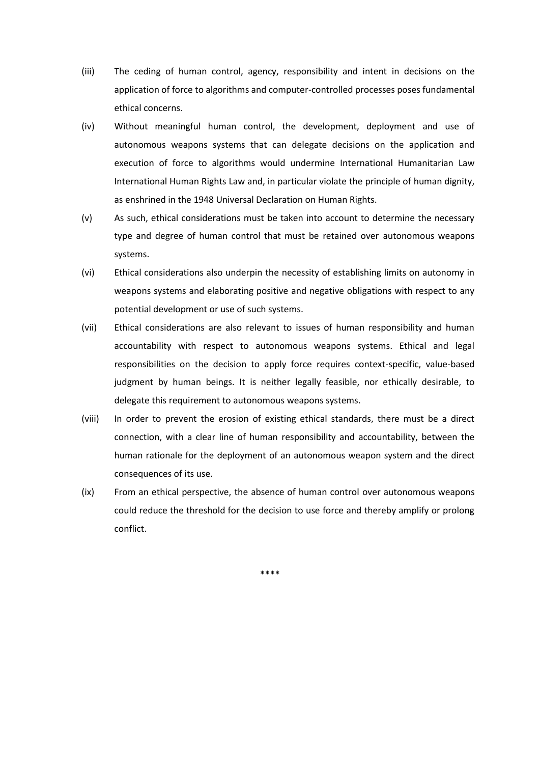(iii) The ceding of human control, agency, responsibility and intent in decisions on the application of force to algorithms and computer-controlled processes poses fundamental ethical concerns.

(iv) Without meaningful human control, the development, deployment and use of autonomous weapons systems that can delegate decisions on the application and execution of force to algorithms would undermine International Humanitarian Law International Human Rights Law and, in particular violate the principle of human dignity, as enshrined in the 1948 Universal Declaration on Human Rights.

(v) As such, ethical considerations must be taken into account to determine the necessary type and degree of human control that must be retained over autonomous weapons systems.

(vi) Ethical considerations also underpin the necessity of establishing limits on autonomy in weapons systems and elaborating positive and negative obligations with respect to any potential development or use of such systems.

(vii) Ethical considerations are also relevant to issues of human responsibility and human accountability with respect to autonomous weapons systems. Ethical and legal responsibilities on the decision to apply force requires context-specific, value-based judgment by human beings. It is neither legally feasible, nor ethically desirable, to delegate this requirement to autonomous weapons systems.

(viii) In order to prevent the erosion of existing ethical standards, there must be a direct connection, with a clear line of human responsibility and accountability, between the human rationale for the deployment of an autonomous weapon system and the direct consequences of its use.

(ix) From an ethical perspective, the absence of human control over autonomous weapons could reduce the threshold for the decision to use force and thereby amplify or prolong conflict.

****